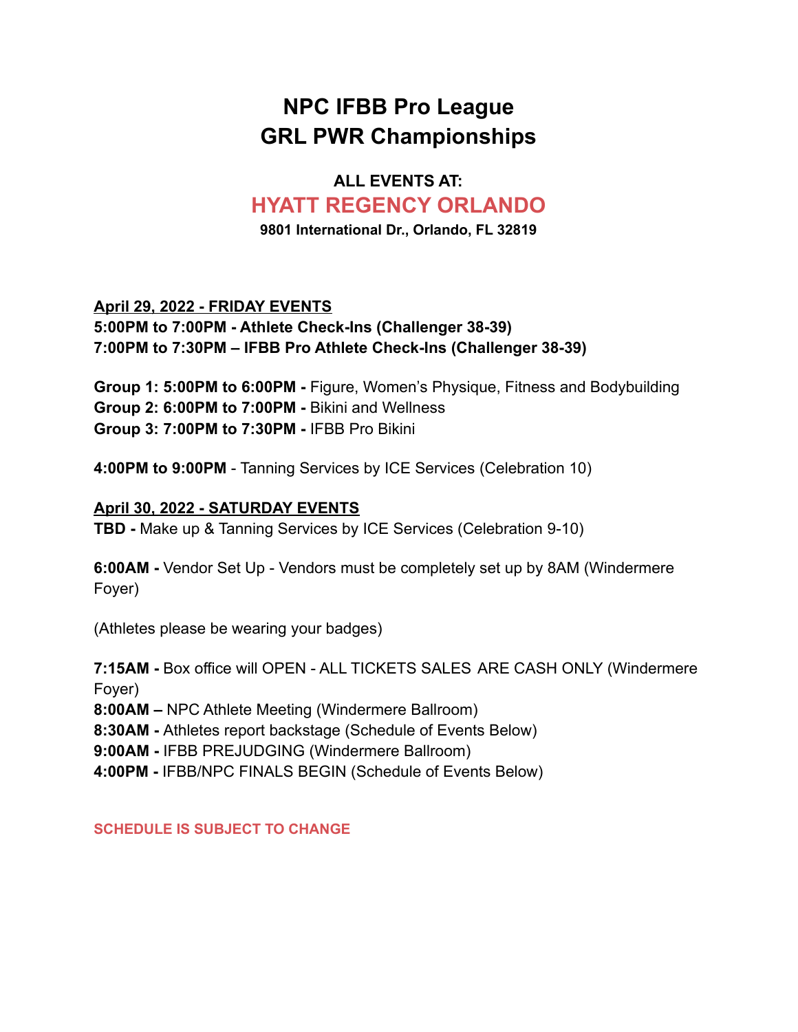# NPC IFBB Pro League
# GRL PWR Championships

### ALL EVENTS AT:
## HYATT REGENCY ORLANDO
**9801 International Dr., Orlando, FL 32819**

**April 29, 2022 - FRIDAY EVENTS**
**5:00PM to 7:00PM - Athlete Check-Ins (Challenger 38-39)**
**7:00PM to 7:30PM – IFBB Pro Athlete Check-Ins (Challenger 38-39)**

**Group 1: 5:00PM to 6:00PM -** Figure, Women's Physique, Fitness and Bodybuilding
**Group 2: 6:00PM to 7:00PM -** Bikini and Wellness
**Group 3: 7:00PM to 7:30PM -** IFBB Pro Bikini

**4:00PM to 9:00PM** - Tanning Services by ICE Services (Celebration 10)

**April 30, 2022 - SATURDAY EVENTS**
**TBD -** Make up & Tanning Services by ICE Services (Celebration 9-10)

**6:00AM -** Vendor Set Up - Vendors must be completely set up by 8AM (Windermere Foyer)

(Athletes please be wearing your badges)

**7:15AM -** Box office will OPEN - ALL TICKETS SALES ARE CASH ONLY (Windermere Foyer)
**8:00AM –** NPC Athlete Meeting (Windermere Ballroom)
**8:30AM -** Athletes report backstage (Schedule of Events Below)
**9:00AM -** IFBB PREJUDGING (Windermere Ballroom)
**4:00PM -** IFBB/NPC FINALS BEGIN (Schedule of Events Below)

**SCHEDULE IS SUBJECT TO CHANGE**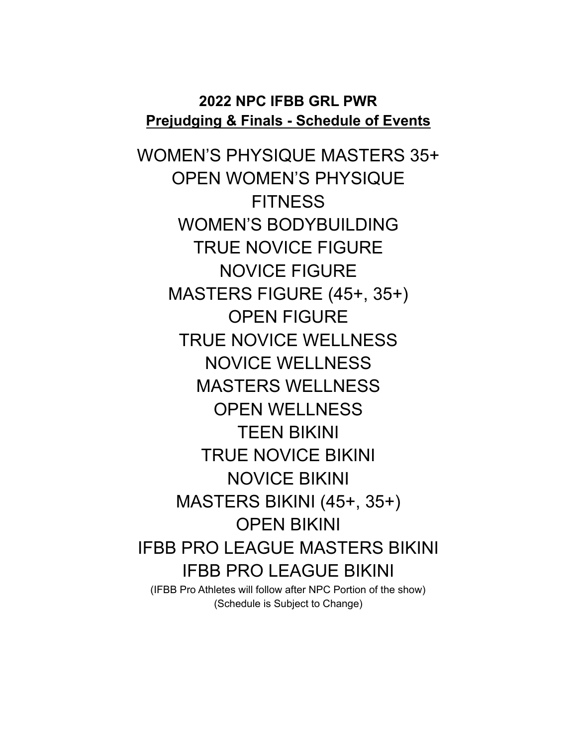**2022 NPC IFBB GRL PWR**

**Prejudging & Finals - Schedule of Events**

WOMEN'S PHYSIQUE MASTERS 35+

OPEN WOMEN'S PHYSIQUE

FITNESS

WOMEN'S BODYBUILDING

TRUE NOVICE FIGURE

NOVICE FIGURE

MASTERS FIGURE (45+, 35+)

OPEN FIGURE

TRUE NOVICE WELLNESS

NOVICE WELLNESS

MASTERS WELLNESS

OPEN WELLNESS

TEEN BIKINI

TRUE NOVICE BIKINI

NOVICE BIKINI

MASTERS BIKINI (45+, 35+)

OPEN BIKINI

IFBB PRO LEAGUE MASTERS BIKINI

IFBB PRO LEAGUE BIKINI

(IFBB Pro Athletes will follow after NPC Portion of the show)

(Schedule is Subject to Change)